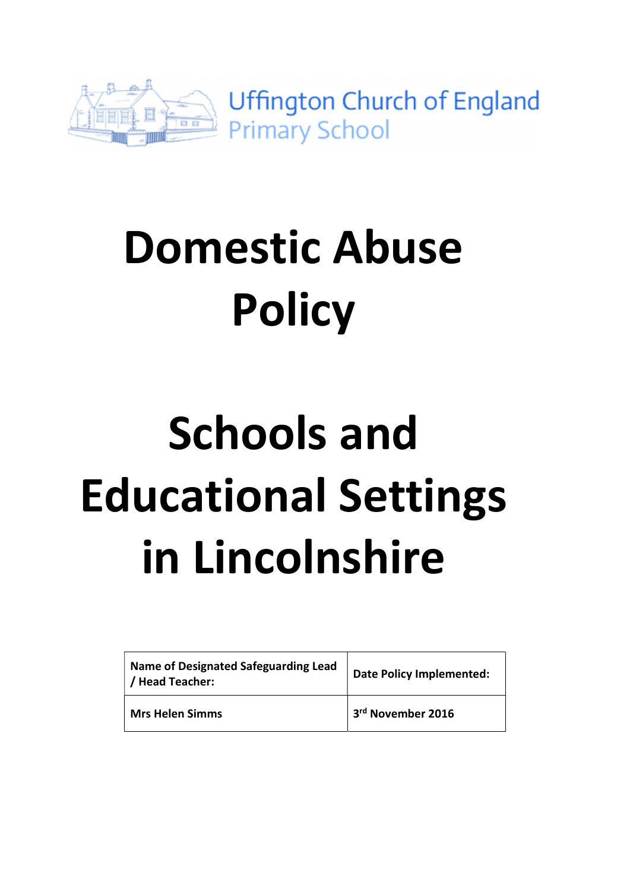Uffington Church of England Primary School

# Domestic Abuse Policy

# Schools and Educational Settings in Lincolnshire

| Name of Designated Safeguarding Lead / Head Teacher: | Date Policy Implemented: |
|---|---|
| Mrs Helen Simms | 3rd November 2016 |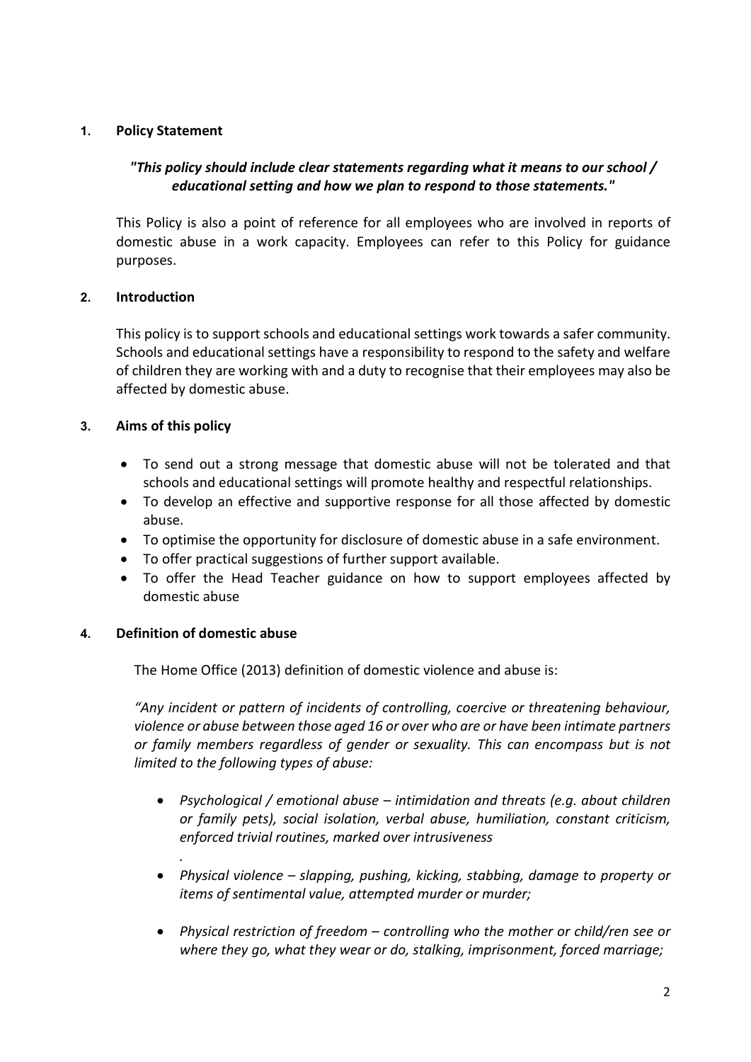## 1. Policy Statement

***"This policy should include clear statements regarding what it means to our school / educational setting and how we plan to respond to those statements."***

This Policy is also a point of reference for all employees who are involved in reports of domestic abuse in a work capacity. Employees can refer to this Policy for guidance purposes.

## 2. Introduction

This policy is to support schools and educational settings work towards a safer community. Schools and educational settings have a responsibility to respond to the safety and welfare of children they are working with and a duty to recognise that their employees may also be affected by domestic abuse.

## 3. Aims of this policy

- To send out a strong message that domestic abuse will not be tolerated and that schools and educational settings will promote healthy and respectful relationships.
- To develop an effective and supportive response for all those affected by domestic abuse.
- To optimise the opportunity for disclosure of domestic abuse in a safe environment.
- To offer practical suggestions of further support available.
- To offer the Head Teacher guidance on how to support employees affected by domestic abuse

## 4. Definition of domestic abuse

The Home Office (2013) definition of domestic violence and abuse is:

*"Any incident or pattern of incidents of controlling, coercive or threatening behaviour, violence or abuse between those aged 16 or over who are or have been intimate partners or family members regardless of gender or sexuality. This can encompass but is not limited to the following types of abuse:*

- *Psychological / emotional abuse – intimidation and threats (e.g. about children or family pets), social isolation, verbal abuse, humiliation, constant criticism, enforced trivial routines, marked over intrusiveness*
  *.*
- *Physical violence – slapping, pushing, kicking, stabbing, damage to property or items of sentimental value, attempted murder or murder;*
- *Physical restriction of freedom – controlling who the mother or child/ren see or where they go, what they wear or do, stalking, imprisonment, forced marriage;*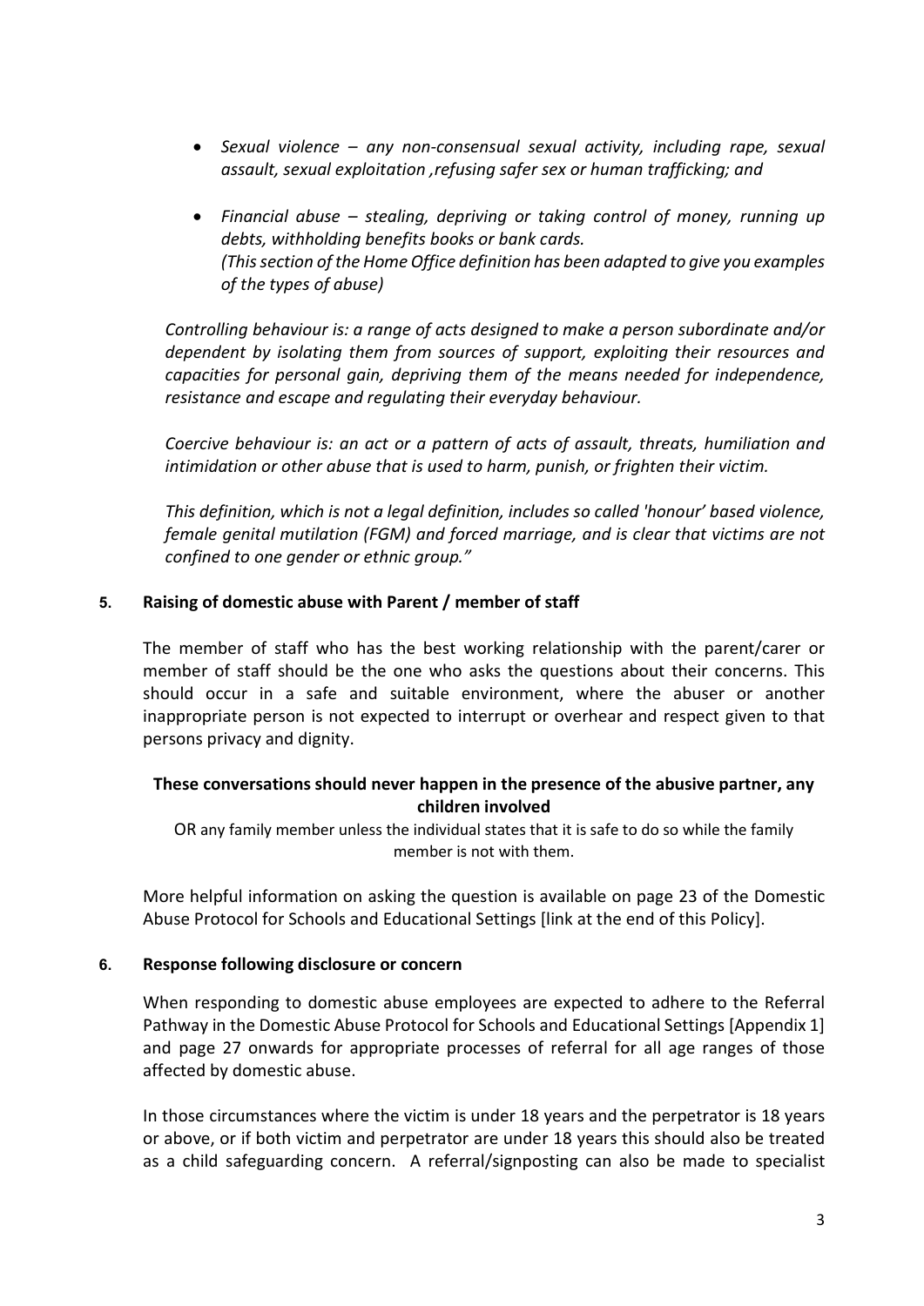- *Sexual violence – any non-consensual sexual activity, including rape, sexual assault, sexual exploitation ,refusing safer sex or human trafficking; and*

- *Financial abuse – stealing, depriving or taking control of money, running up debts, withholding benefits books or bank cards.*
  *(This section of the Home Office definition has been adapted to give you examples of the types of abuse)*

*Controlling behaviour is: a range of acts designed to make a person subordinate and/or dependent by isolating them from sources of support, exploiting their resources and capacities for personal gain, depriving them of the means needed for independence, resistance and escape and regulating their everyday behaviour.*

*Coercive behaviour is: an act or a pattern of acts of assault, threats, humiliation and intimidation or other abuse that is used to harm, punish, or frighten their victim.*

*This definition, which is not a legal definition, includes so called 'honour' based violence, female genital mutilation (FGM) and forced marriage, and is clear that victims are not confined to one gender or ethnic group."*

## 5. Raising of domestic abuse with Parent / member of staff

The member of staff who has the best working relationship with the parent/carer or member of staff should be the one who asks the questions about their concerns. This should occur in a safe and suitable environment, where the abuser or another inappropriate person is not expected to interrupt or overhear and respect given to that persons privacy and dignity.

**These conversations should never happen in the presence of the abusive partner, any children involved**

OR any family member unless the individual states that it is safe to do so while the family member is not with them.

More helpful information on asking the question is available on page 23 of the Domestic Abuse Protocol for Schools and Educational Settings [link at the end of this Policy].

## 6. Response following disclosure or concern

When responding to domestic abuse employees are expected to adhere to the Referral Pathway in the Domestic Abuse Protocol for Schools and Educational Settings [Appendix 1] and page 27 onwards for appropriate processes of referral for all age ranges of those affected by domestic abuse.

In those circumstances where the victim is under 18 years and the perpetrator is 18 years or above, or if both victim and perpetrator are under 18 years this should also be treated as a child safeguarding concern. A referral/signposting can also be made to specialist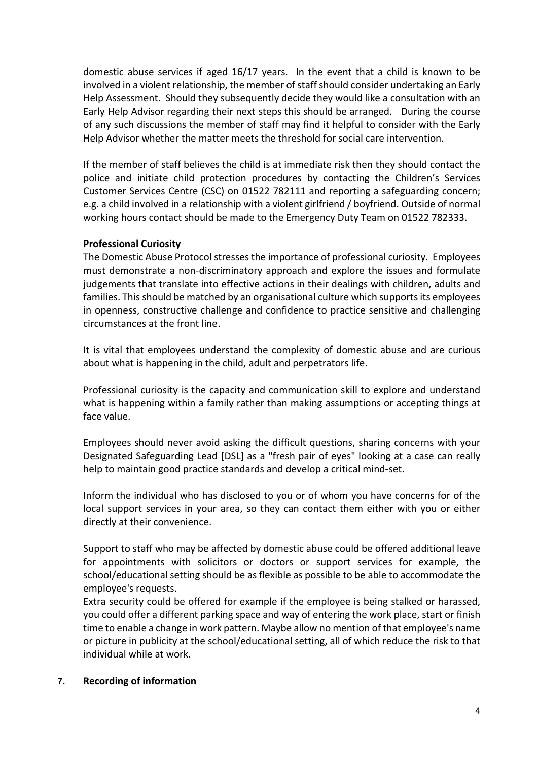domestic abuse services if aged 16/17 years. In the event that a child is known to be involved in a violent relationship, the member of staff should consider undertaking an Early Help Assessment. Should they subsequently decide they would like a consultation with an Early Help Advisor regarding their next steps this should be arranged. During the course of any such discussions the member of staff may find it helpful to consider with the Early Help Advisor whether the matter meets the threshold for social care intervention.

If the member of staff believes the child is at immediate risk then they should contact the police and initiate child protection procedures by contacting the Children's Services Customer Services Centre (CSC) on 01522 782111 and reporting a safeguarding concern; e.g. a child involved in a relationship with a violent girlfriend / boyfriend. Outside of normal working hours contact should be made to the Emergency Duty Team on 01522 782333.

**Professional Curiosity**

The Domestic Abuse Protocol stresses the importance of professional curiosity. Employees must demonstrate a non-discriminatory approach and explore the issues and formulate judgements that translate into effective actions in their dealings with children, adults and families. This should be matched by an organisational culture which supports its employees in openness, constructive challenge and confidence to practice sensitive and challenging circumstances at the front line.

It is vital that employees understand the complexity of domestic abuse and are curious about what is happening in the child, adult and perpetrators life.

Professional curiosity is the capacity and communication skill to explore and understand what is happening within a family rather than making assumptions or accepting things at face value.

Employees should never avoid asking the difficult questions, sharing concerns with your Designated Safeguarding Lead [DSL] as a "fresh pair of eyes" looking at a case can really help to maintain good practice standards and develop a critical mind-set.

Inform the individual who has disclosed to you or of whom you have concerns for of the local support services in your area, so they can contact them either with you or either directly at their convenience.

Support to staff who may be affected by domestic abuse could be offered additional leave for appointments with solicitors or doctors or support services for example, the school/educational setting should be as flexible as possible to be able to accommodate the employee's requests.

Extra security could be offered for example if the employee is being stalked or harassed, you could offer a different parking space and way of entering the work place, start or finish time to enable a change in work pattern. Maybe allow no mention of that employee's name or picture in publicity at the school/educational setting, all of which reduce the risk to that individual while at work.

## 7. Recording of information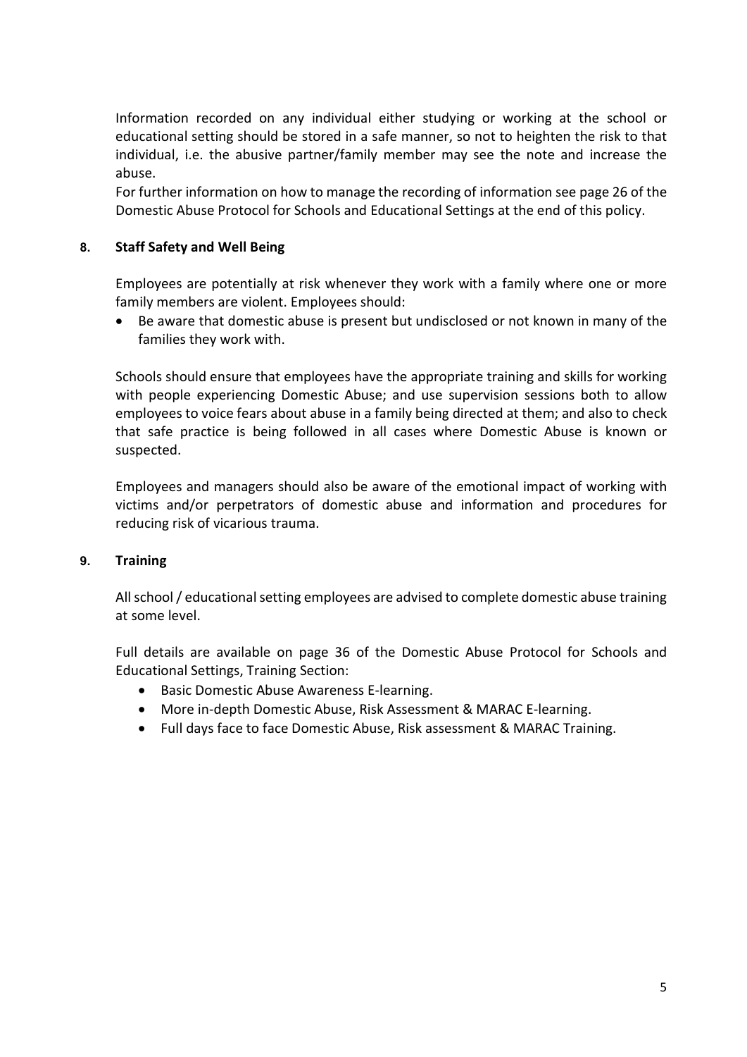Information recorded on any individual either studying or working at the school or educational setting should be stored in a safe manner, so not to heighten the risk to that individual, i.e. the abusive partner/family member may see the note and increase the abuse.

For further information on how to manage the recording of information see page 26 of the Domestic Abuse Protocol for Schools and Educational Settings at the end of this policy.

## 8. Staff Safety and Well Being

Employees are potentially at risk whenever they work with a family where one or more family members are violent. Employees should:

- Be aware that domestic abuse is present but undisclosed or not known in many of the families they work with.

Schools should ensure that employees have the appropriate training and skills for working with people experiencing Domestic Abuse; and use supervision sessions both to allow employees to voice fears about abuse in a family being directed at them; and also to check that safe practice is being followed in all cases where Domestic Abuse is known or suspected.

Employees and managers should also be aware of the emotional impact of working with victims and/or perpetrators of domestic abuse and information and procedures for reducing risk of vicarious trauma.

## 9. Training

All school / educational setting employees are advised to complete domestic abuse training at some level.

Full details are available on page 36 of the Domestic Abuse Protocol for Schools and Educational Settings, Training Section:

- Basic Domestic Abuse Awareness E-learning.
- More in-depth Domestic Abuse, Risk Assessment & MARAC E-learning.
- Full days face to face Domestic Abuse, Risk assessment & MARAC Training.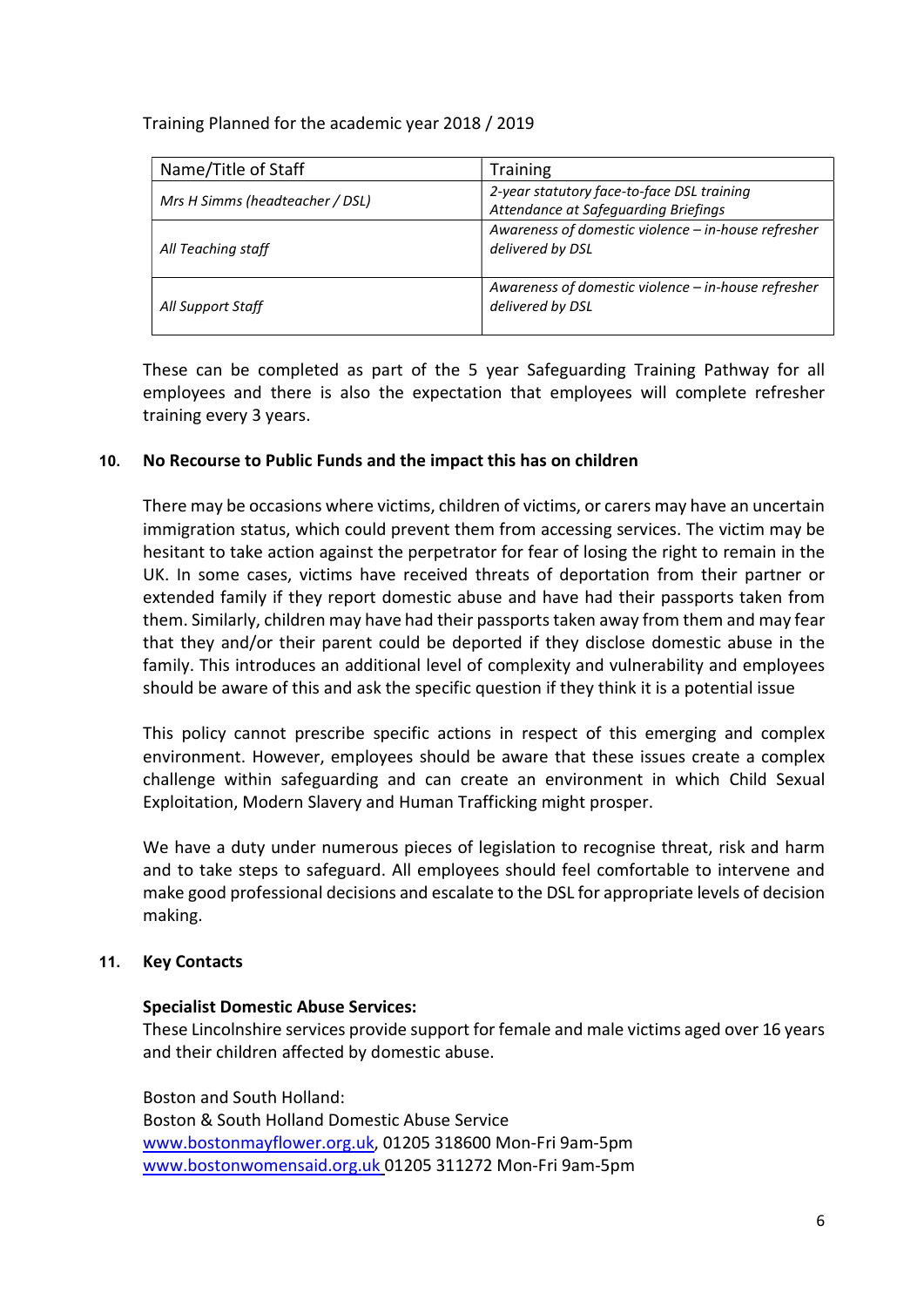Training Planned for the academic year 2018 / 2019

| Name/Title of Staff | Training |
| --- | --- |
| *Mrs H Simms (headteacher / DSL)* | *2-year statutory face-to-face DSL training*<br>*Attendance at Safeguarding Briefings* |
| *All Teaching staff* | *Awareness of domestic violence – in-house refresher delivered by DSL* |
| *All Support Staff* | *Awareness of domestic violence – in-house refresher delivered by DSL* |

These can be completed as part of the 5 year Safeguarding Training Pathway for all employees and there is also the expectation that employees will complete refresher training every 3 years.

## 10. No Recourse to Public Funds and the impact this has on children

There may be occasions where victims, children of victims, or carers may have an uncertain immigration status, which could prevent them from accessing services. The victim may be hesitant to take action against the perpetrator for fear of losing the right to remain in the UK. In some cases, victims have received threats of deportation from their partner or extended family if they report domestic abuse and have had their passports taken from them. Similarly, children may have had their passports taken away from them and may fear that they and/or their parent could be deported if they disclose domestic abuse in the family. This introduces an additional level of complexity and vulnerability and employees should be aware of this and ask the specific question if they think it is a potential issue

This policy cannot prescribe specific actions in respect of this emerging and complex environment. However, employees should be aware that these issues create a complex challenge within safeguarding and can create an environment in which Child Sexual Exploitation, Modern Slavery and Human Trafficking might prosper.

We have a duty under numerous pieces of legislation to recognise threat, risk and harm and to take steps to safeguard. All employees should feel comfortable to intervene and make good professional decisions and escalate to the DSL for appropriate levels of decision making.

## 11. Key Contacts

**Specialist Domestic Abuse Services:**

These Lincolnshire services provide support for female and male victims aged over 16 years and their children affected by domestic abuse.

Boston and South Holland:
Boston & South Holland Domestic Abuse Service
www.bostonmayflower.org.uk, 01205 318600 Mon-Fri 9am-5pm
www.bostonwomensaid.org.uk 01205 311272 Mon-Fri 9am-5pm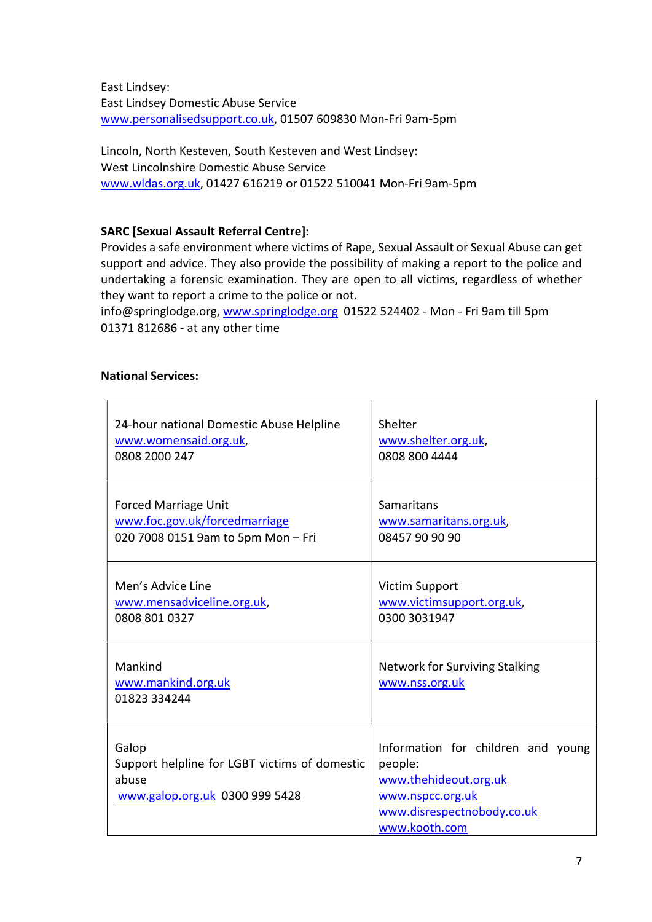East Lindsey:
East Lindsey Domestic Abuse Service
www.personalisedsupport.co.uk, 01507 609830 Mon-Fri 9am-5pm

Lincoln, North Kesteven, South Kesteven and West Lindsey:
West Lincolnshire Domestic Abuse Service
www.wldas.org.uk, 01427 616219 or 01522 510041 Mon-Fri 9am-5pm

**SARC [Sexual Assault Referral Centre]:**
Provides a safe environment where victims of Rape, Sexual Assault or Sexual Abuse can get support and advice. They also provide the possibility of making a report to the police and undertaking a forensic examination. They are open to all victims, regardless of whether they want to report a crime to the police or not.
info@springlodge.org, www.springlodge.org 01522 524402 - Mon - Fri 9am till 5pm
01371 812686 - at any other time

**National Services:**

| | |
|---|---|
| 24-hour national Domestic Abuse Helpline<br>www.womensaid.org.uk,<br>0808 2000 247 | Shelter<br>www.shelter.org.uk,<br>0808 800 4444 |
| Forced Marriage Unit<br>www.foc.gov.uk/forcedmarriage<br>020 7008 0151 9am to 5pm Mon – Fri | Samaritans<br>www.samaritans.org.uk,<br>08457 90 90 90 |
| Men's Advice Line<br>www.mensadviceline.org.uk,<br>0808 801 0327 | Victim Support<br>www.victimsupport.org.uk,<br>0300 3031947 |
| Mankind<br>www.mankind.org.uk<br>01823 334244 | Network for Surviving Stalking<br>www.nss.org.uk |
| Galop<br>Support helpline for LGBT victims of domestic abuse<br>www.galop.org.uk 0300 999 5428 | Information for children and young people:<br>www.thehideout.org.uk<br>www.nspcc.org.uk<br>www.disrespectnobody.co.uk<br>www.kooth.com |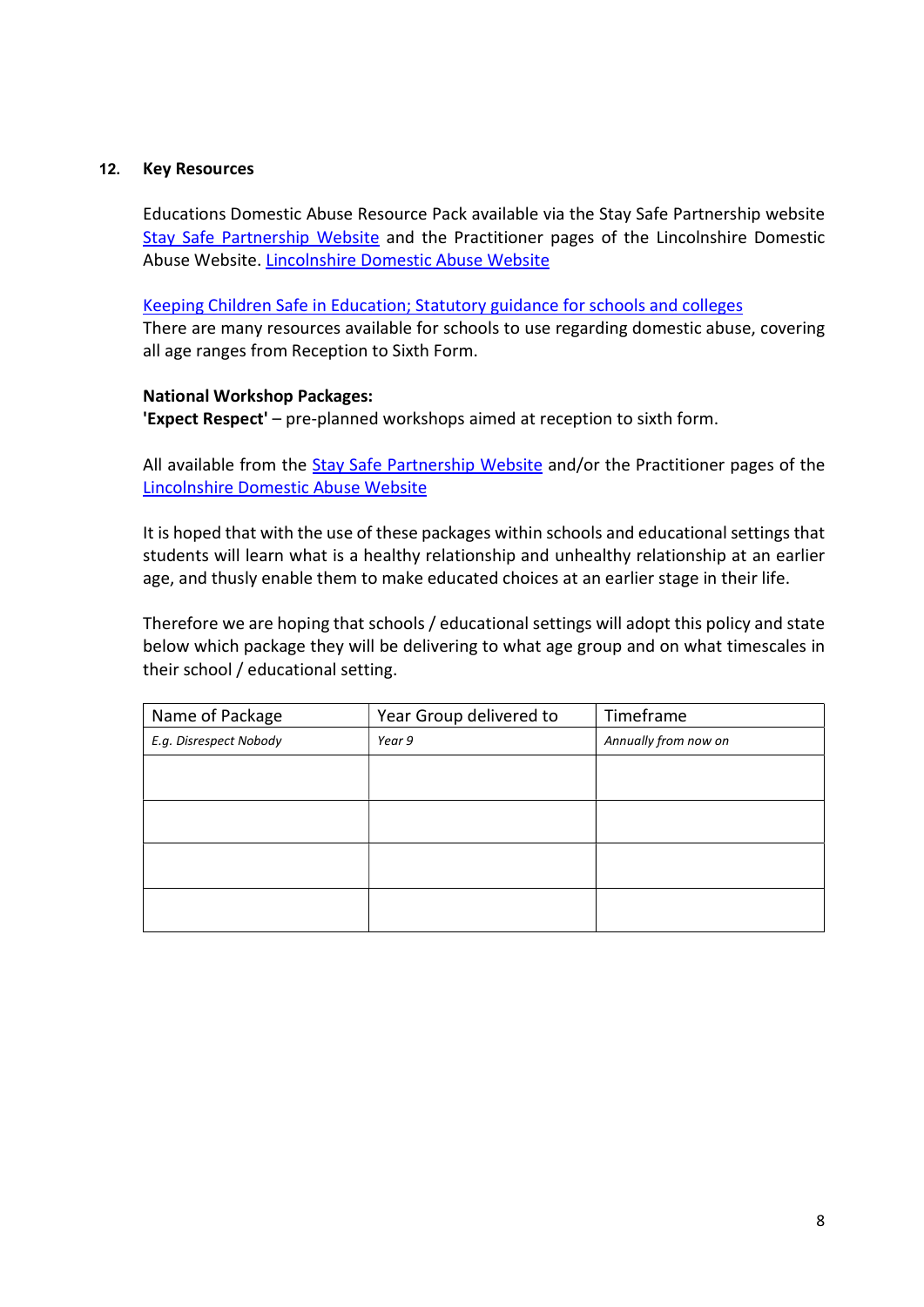## 12. Key Resources

Educations Domestic Abuse Resource Pack available via the Stay Safe Partnership website Stay Safe Partnership Website and the Practitioner pages of the Lincolnshire Domestic Abuse Website. Lincolnshire Domestic Abuse Website

Keeping Children Safe in Education; Statutory guidance for schools and colleges
There are many resources available for schools to use regarding domestic abuse, covering all age ranges from Reception to Sixth Form.

**National Workshop Packages:**
**'Expect Respect'** – pre-planned workshops aimed at reception to sixth form.

All available from the Stay Safe Partnership Website and/or the Practitioner pages of the Lincolnshire Domestic Abuse Website

It is hoped that with the use of these packages within schools and educational settings that students will learn what is a healthy relationship and unhealthy relationship at an earlier age, and thusly enable them to make educated choices at an earlier stage in their life.

Therefore we are hoping that schools / educational settings will adopt this policy and state below which package they will be delivering to what age group and on what timescales in their school / educational setting.

| Name of Package | Year Group delivered to | Timeframe |
|---|---|---|
| *E.g. Disrespect Nobody* | *Year 9* | *Annually from now on* |
| | | |
| | | |
| | | |
| | | |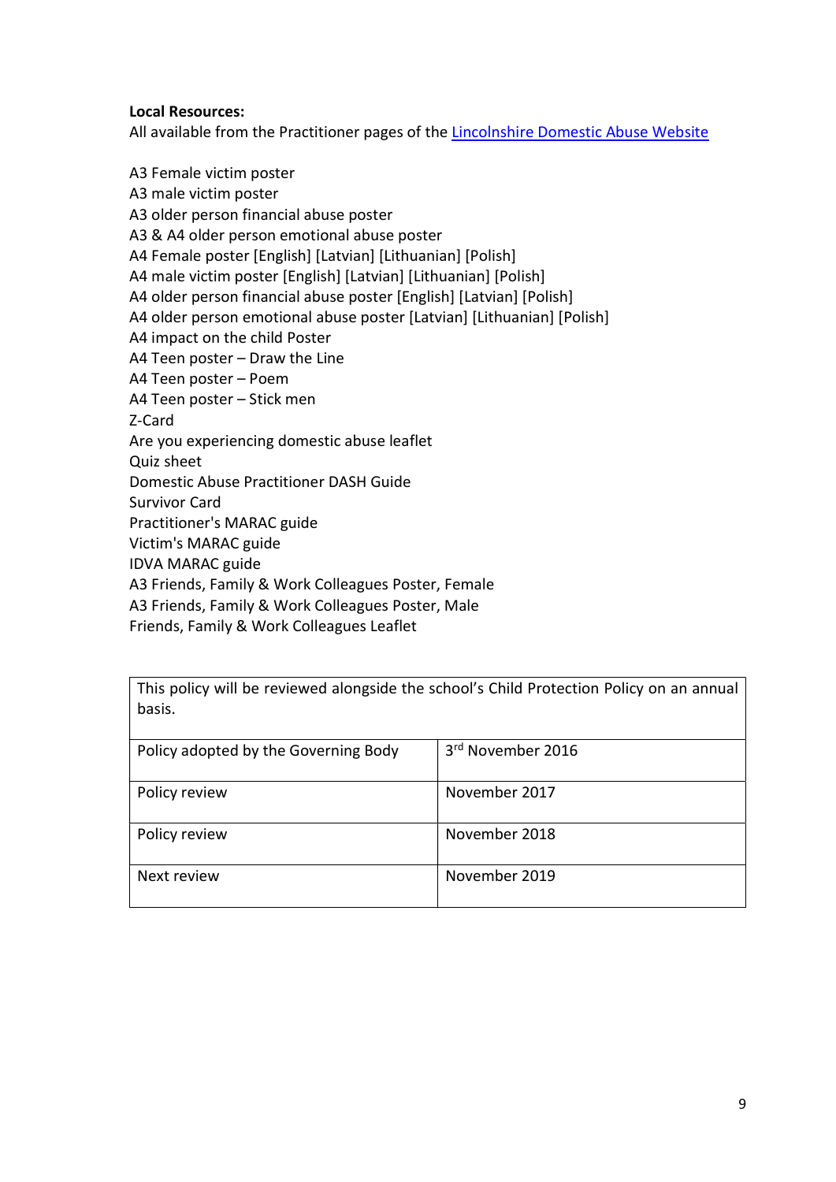**Local Resources:**
All available from the Practitioner pages of the Lincolnshire Domestic Abuse Website

A3 Female victim poster
A3 male victim poster
A3 older person financial abuse poster
A3 & A4 older person emotional abuse poster
A4 Female poster [English] [Latvian] [Lithuanian] [Polish]
A4 male victim poster [English] [Latvian] [Lithuanian] [Polish]
A4 older person financial abuse poster [English] [Latvian] [Polish]
A4 older person emotional abuse poster [Latvian] [Lithuanian] [Polish]
A4 impact on the child Poster
A4 Teen poster – Draw the Line
A4 Teen poster – Poem
A4 Teen poster – Stick men
Z-Card
Are you experiencing domestic abuse leaflet
Quiz sheet
Domestic Abuse Practitioner DASH Guide
Survivor Card
Practitioner's MARAC guide
Victim's MARAC guide
IDVA MARAC guide
A3 Friends, Family & Work Colleagues Poster, Female
A3 Friends, Family & Work Colleagues Poster, Male
Friends, Family & Work Colleagues Leaflet

| | |
|---|---|
| This policy will be reviewed alongside the school's Child Protection Policy on an annual basis. | |
| Policy adopted by the Governing Body | 3rd November 2016 |
| Policy review | November 2017 |
| Policy review | November 2018 |
| Next review | November 2019 |